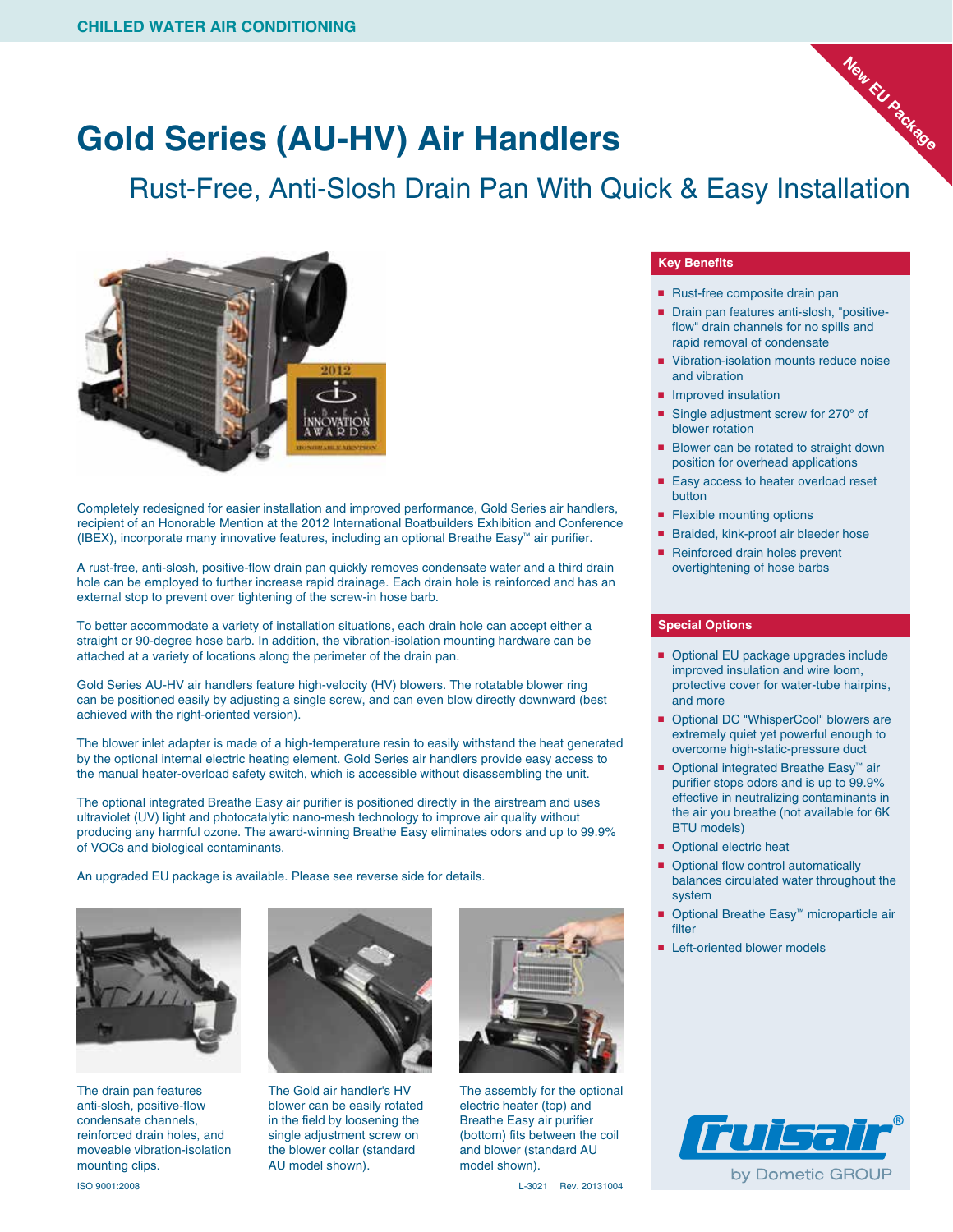CHILLED WATER AIR CONDITIONING

New EU Package

# Gold Series (AU-HV) Air Handlers

## Rust-Free, Anti-Slosh Drain Pan With Quick & Easy Installation

Completely redesigned for easier installation and improved performance, Gold Series air handlers, recipient of an Honorable Mention at the 2012 International Boatbuilders Exhibition and Conference (IBEX), incorporate many innovative features, including an optional Breathe Easy™ air purifier.

A rust-free, anti-slosh, positive-flow drain pan quickly removes condensate water and a third drain hole can be employed to further increase rapid drainage. Each drain hole is reinforced and has an external stop to prevent over tightening of the screw-in hose barb.

To better accommodate a variety of installation situations, each drain hole can accept either a straight or 90-degree hose barb. In addition, the vibration-isolation mounting hardware can be attached at a variety of locations along the perimeter of the drain pan.

Gold Series AU-HV air handlers feature high-velocity (HV) blowers. The rotatable blower ring can be positioned easily by adjusting a single screw, and can even blow directly downward (best achieved with the right-oriented version).

The blower inlet adapter is made of a high-temperature resin to easily withstand the heat generated by the optional internal electric heating element. Gold Series air handlers provide easy access to the manual heater-overload safety switch, which is accessible without disassembling the unit.

The optional integrated Breathe Easy air purifier is positioned directly in the airstream and uses ultraviolet (UV) light and photocatalytic nano-mesh technology to improve air quality without producing any harmful ozone. The award-winning Breathe Easy eliminates odors and up to 99.9% of VOCs and biological contaminants.

An upgraded EU package is available. Please see reverse side for details.

The drain pan features anti-slosh, positive-flow condensate channels, reinforced drain holes, and moveable vibration-isolation mounting clips.

The Gold air handler's HV blower can be easily rotated in the field by loosening the single adjustment screw on the blower collar (standard AU model shown).

The assembly for the optional electric heater (top) and Breathe Easy air purifier (bottom) fits between the coil and blower (standard AU model shown).

### Key Benefits

- Rust-free composite drain pan
- Drain pan features anti-slosh, "positive-flow" drain channels for no spills and rapid removal of condensate
- Vibration-isolation mounts reduce noise and vibration
- Improved insulation
- Single adjustment screw for 270° of blower rotation
- Blower can be rotated to straight down position for overhead applications
- Easy access to heater overload reset button
- Flexible mounting options
- Braided, kink-proof air bleeder hose
- Reinforced drain holes prevent overtightening of hose barbs

### Special Options

- Optional EU package upgrades include improved insulation and wire loom, protective cover for water-tube hairpins, and more
- Optional DC "WhisperCool" blowers are extremely quiet yet powerful enough to overcome high-static-pressure duct
- Optional integrated Breathe Easy™ air purifier stops odors and is up to 99.9% effective in neutralizing contaminants in the air you breathe (not available for 6K BTU models)
- Optional electric heat
- Optional flow control automatically balances circulated water throughout the system
- Optional Breathe Easy™ microparticle air filter
- Left-oriented blower models

Cruisair® by Dometic GROUP

ISO 9001:2008

L-3021 Rev. 20131004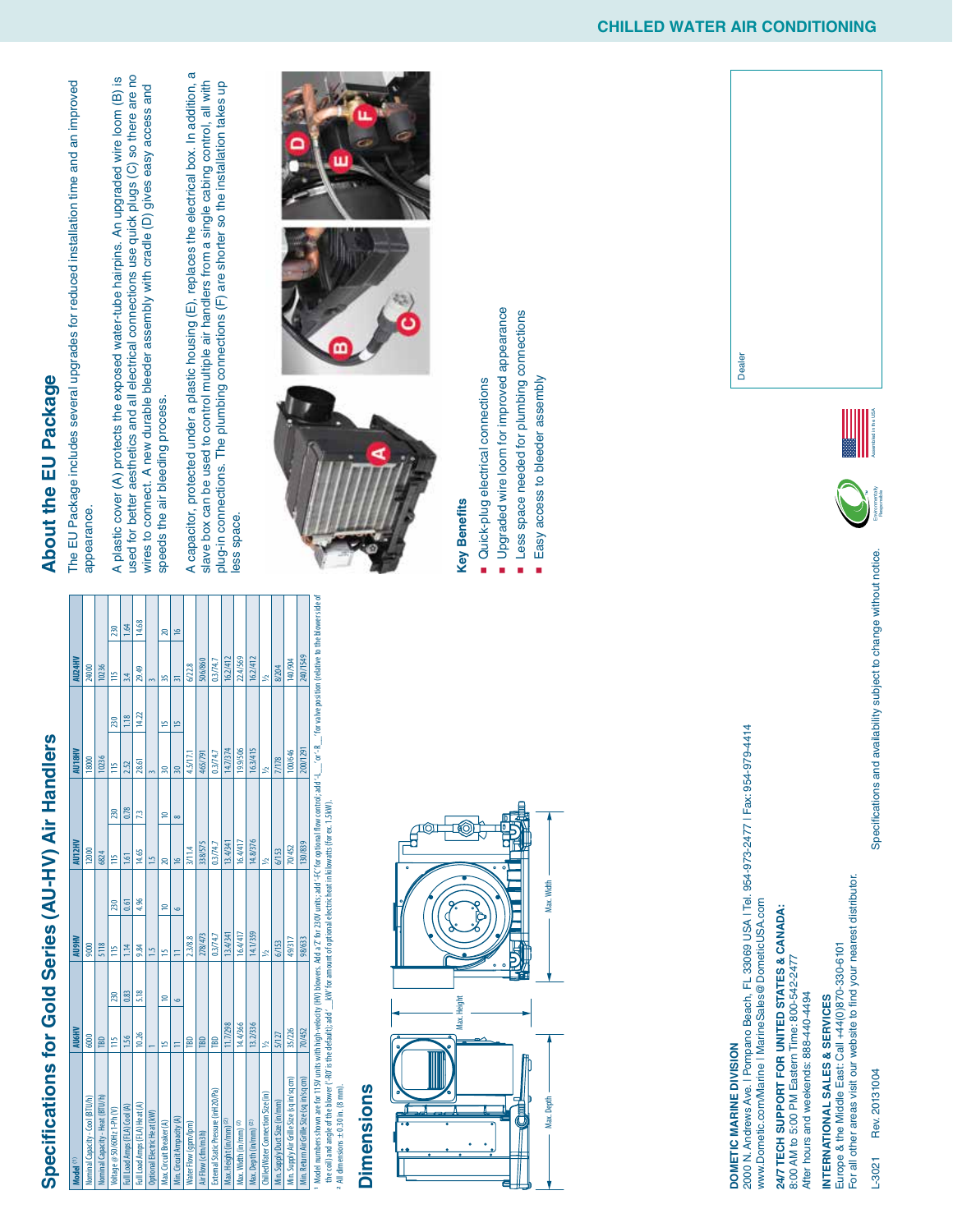# Specifications for Gold Series (AU-HV) Air Handlers

| Model [1] | AU6HV | | AU9HV | | AU12HV | | AU18HV | | AU24HV | |
|---|---|---|---|---|---|---|---|---|---|---|
| Nominal Capacity - Cool (BTU/h) | 6000 | | 9000 | | 12000 | | 18000 | | 24000 | |
| Nominal Capacity - Heat (BTU/h) | TBD | | 5118 | | 6824 | | 10236 | | 10236 | |
| Voltage @ 50/60Hz 1 Ph (V) | 115 | 230 | 115 | 230 | 115 | 230 | 115 | 230 | 115 | 230 |
| Full Load Amps (FLA) Cool (A) | 1.56 | 0.83 | 1.14 | 0.61 | 1.61 | 0.78 | 2.52 | 1.18 | 3.4 | 1.64 |
| Full Load Amps (FLA) Heat (A) | 10.26 | 5.18 | 9.94 | 4.96 | 14.65 | 7.3 | 28.61 | 14.22 | 29.49 | 14.68 |
| Optional Electric Heat (kW) | 1 | | 1.5 | | 1.5 | | 3 | | 3 | |
| Max. Circuit Breaker (A) | 15 | 10 | 15 | 10 | 20 | 10 | 30 | 15 | 35 | 20 |
| Min. Circuit Ampacity (A) | 11 | 6 | 11 | 6 | 16 | 8 | 30 | 15 | 31 | 16 |
| Water Flow (gpm/lpm) | TBD | | 2.3/8.8 | | 3/11.4 | | 4.5/17.1 | | 6/22.8 | |
| Air Flow (cfm/m3/h) | TBD | | 278/473 | | 338/575 | | 465/791 | | 506/860 | |
| External Static Pressure (inH2O/Pa) | TBD | | 0.3/74.7 | | 0.3/74.7 | | 0.3/74.7 | | 0.3/74.7 | |
| Max. Height (in/mm) [2] | 11.7/298 | | 13.4/341 | | 13.4/341 | | 14.7/374 | | 16.2/412 | |
| Max. Width (in/mm) [2] | 14.4/366 | | 16.4/417 | | 16.4/417 | | 19.9/506 | | 22.4/569 | |
| Max. Depth (in/mm) [2] | 13.2/336 | | 14.1/359 | | 14.8/376 | | 16.3/415 | | 16.2/412 | |
| Chilled Water Connection Size (in) | ½ | | ½ | | ½ | | ½ | | ½ | |
| Min. Supply Duct Size (in/mm) | 5/127 | | 6/153 | | 6/153 | | 7/178 | | 8/204 | |
| Min. Supply Air Grille Size (sq in/sq cm) | 35/226 | | 49/317 | | 70/452 | | 100/646 | | 140/904 | |
| Min. Return Air Grille Size (sq in/sq cm) | 70/452 | | 98/633 | | 130/839 | | 200/1291 | | 240/1549 | |

[1] Model numbers shown are for 115V units with high-velocity (HV) blowers. Add a '2' for 230V units; add '-FC' for optional flow control; add '-L__' or '-R__' for valve position (relative to the blower side of the coil) and angle of the blower ('-R0' is the default); add '__kW' for amount of optional electric heat in kilowatts (for ex. 1.5kW).
[2] All dimensions ±0.30 in. (8 mm).

## Dimensions

Max. Depth

Max. Height

Max. Width

# About the EU Package

The EU Package includes several upgrades for reduced installation time and an improved appearance.

A plastic cover (A) protects the exposed water-tube hairpins. An upgraded wire loom (B) is used for better aesthetics and all electrical connections use quick plugs (C) so there are no wires to connect. A new durable bleeder assembly with cradle (D) gives easy access and speeds the air bleeding process.

A capacitor, protected under a plastic housing (E), replaces the electrical box. In addition, a slave box can be used to control multiple air handlers from a single cabling control, all with plug-in connections. The plumbing connections (F) are shorter so the installation takes up less space.

### Key Benefits

- Quick-plug electrical connections
- Upgraded wire loom for improved appearance
- Less space needed for plumbing connections
- Easy access to bleeder assembly

Dealer

**DOMETIC MARINE DIVISION**
2000 N. Andrews Ave. | Pompano Beach, FL 33069 USA | Tel. 954-973-2477 | Fax: 954-979-4414
www.Dometic.com/Marine | MarineSales@DometicUSA.com

**24/7 TECH SUPPORT FOR UNITED STATES & CANADA:**
8:00 AM to 5:00 PM Eastern Time: 800-542-2477
After hours and weekends: 888-440-4494

**INTERNATIONAL SALES & SERVICES**
Europe & the Middle East: Call +44(0)870-330-6101
For all other areas visit our website to find your nearest distributor.

L-3021 Rev. 20131004

Specifications and availability subject to change without notice.